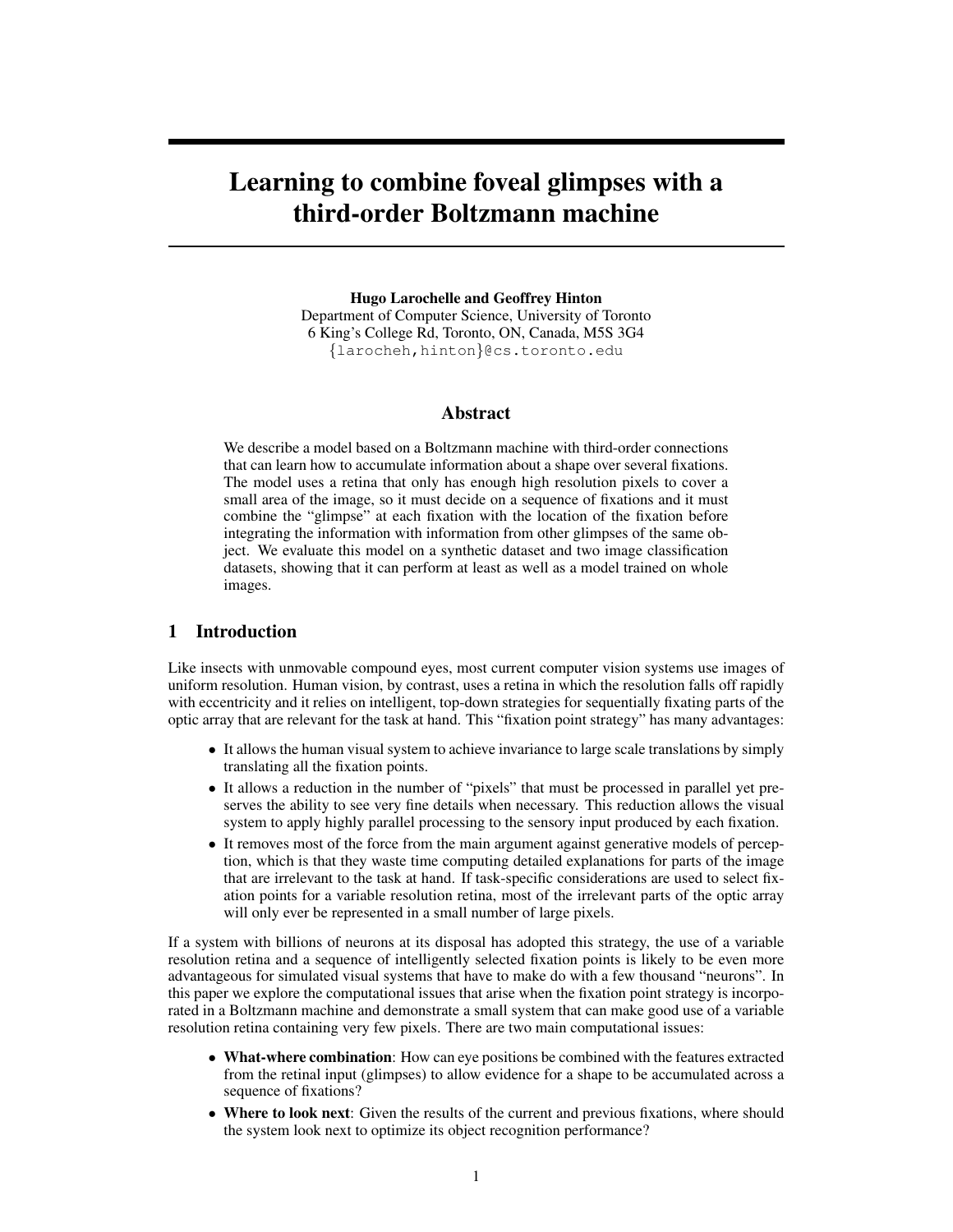# Learning to combine foveal glimpses with a third-order Boltzmann machine

**Hugo Larochelle and Geoffrey Hinton**
Department of Computer Science, University of Toronto
6 King's College Rd, Toronto, ON, Canada, M5S 3G4
{larocheh,hinton}@cs.toronto.edu

## Abstract

We describe a model based on a Boltzmann machine with third-order connections that can learn how to accumulate information about a shape over several fixations. The model uses a retina that only has enough high resolution pixels to cover a small area of the image, so it must decide on a sequence of fixations and it must combine the "glimpse" at each fixation with the location of the fixation before integrating the information with information from other glimpses of the same object. We evaluate this model on a synthetic dataset and two image classification datasets, showing that it can perform at least as well as a model trained on whole images.

## 1 Introduction

Like insects with unmovable compound eyes, most current computer vision systems use images of uniform resolution. Human vision, by contrast, uses a retina in which the resolution falls off rapidly with eccentricity and it relies on intelligent, top-down strategies for sequentially fixating parts of the optic array that are relevant for the task at hand. This "fixation point strategy" has many advantages:

- It allows the human visual system to achieve invariance to large scale translations by simply translating all the fixation points.
- It allows a reduction in the number of "pixels" that must be processed in parallel yet preserves the ability to see very fine details when necessary. This reduction allows the visual system to apply highly parallel processing to the sensory input produced by each fixation.
- It removes most of the force from the main argument against generative models of perception, which is that they waste time computing detailed explanations for parts of the image that are irrelevant to the task at hand. If task-specific considerations are used to select fixation points for a variable resolution retina, most of the irrelevant parts of the optic array will only ever be represented in a small number of large pixels.

If a system with billions of neurons at its disposal has adopted this strategy, the use of a variable resolution retina and a sequence of intelligently selected fixation points is likely to be even more advantageous for simulated visual systems that have to make do with a few thousand "neurons". In this paper we explore the computational issues that arise when the fixation point strategy is incorporated in a Boltzmann machine and demonstrate a small system that can make good use of a variable resolution retina containing very few pixels. There are two main computational issues:

- **What-where combination**: How can eye positions be combined with the features extracted from the retinal input (glimpses) to allow evidence for a shape to be accumulated across a sequence of fixations?
- **Where to look next**: Given the results of the current and previous fixations, where should the system look next to optimize its object recognition performance?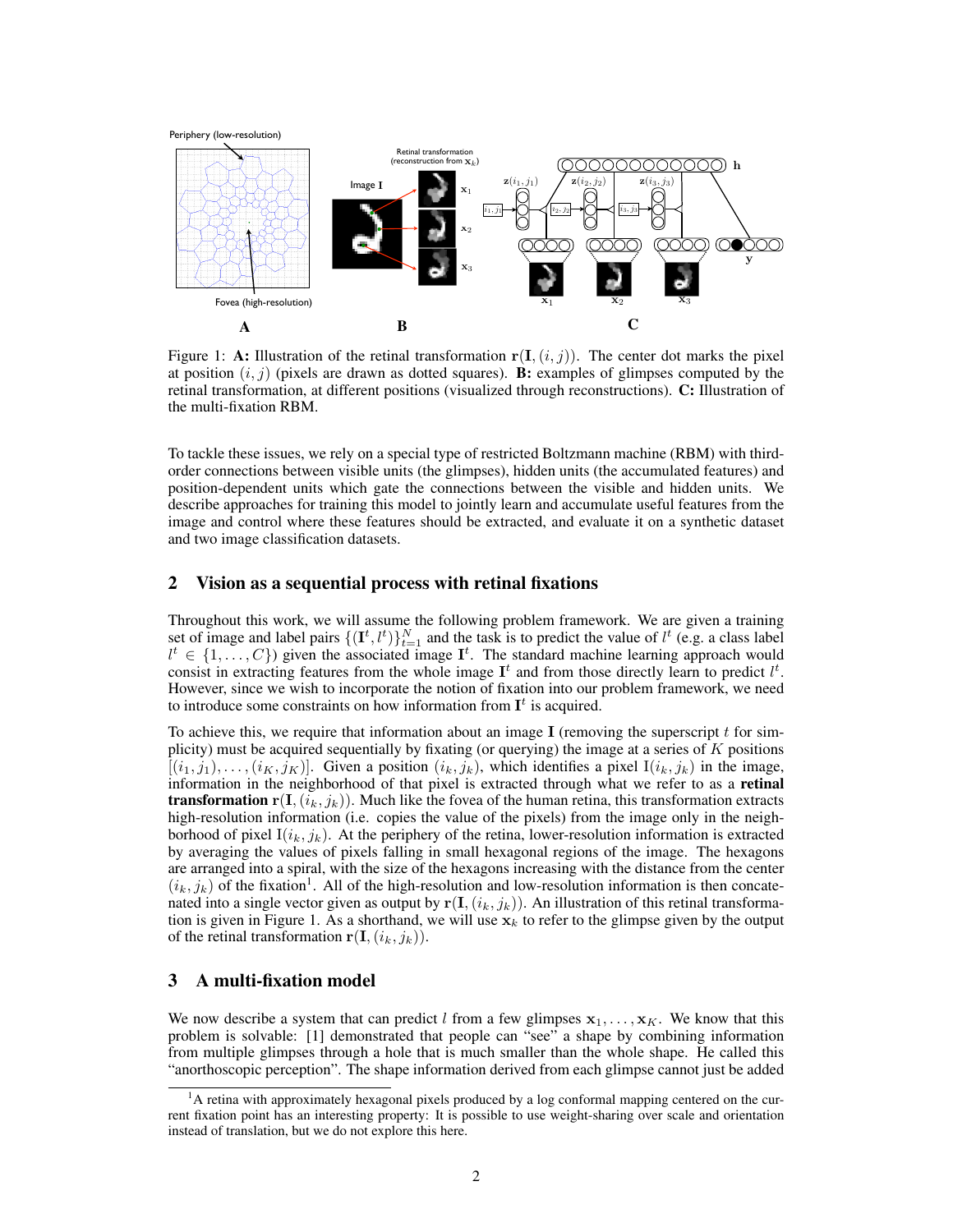Figure 1: **A:** Illustration of the retinal transformation $\mathbf{r}(\mathbf{I}, (i, j))$. The center dot marks the pixel at position $(i, j)$ (pixels are drawn as dotted squares). **B:** examples of glimpses computed by the retinal transformation, at different positions (visualized through reconstructions). **C:** Illustration of the multi-fixation RBM.

To tackle these issues, we rely on a special type of restricted Boltzmann machine (RBM) with third-order connections between visible units (the glimpses), hidden units (the accumulated features) and position-dependent units which gate the connections between the visible and hidden units. We describe approaches for training this model to jointly learn and accumulate useful features from the image and control where these features should be extracted, and evaluate it on a synthetic dataset and two image classification datasets.

## 2 Vision as a sequential process with retinal fixations

Throughout this work, we will assume the following problem framework. We are given a training set of image and label pairs $\{(\mathbf{I}^t, l^t)\}_{t=1}^N$ and the task is to predict the value of $l^t$ (e.g. a class label $l^t \in \{1, \ldots, C\}$) given the associated image $\mathbf{I}^t$. The standard machine learning approach would consist in extracting features from the whole image $\mathbf{I}^t$ and from those directly learn to predict $l^t$. However, since we wish to incorporate the notion of fixation into our problem framework, we need to introduce some constraints on how information from $\mathbf{I}^t$ is acquired.

To achieve this, we require that information about an image $\mathbf{I}$ (removing the superscript $t$ for simplicity) must be acquired sequentially by fixating (or querying) the image at a series of $K$ positions $[(i_1, j_1), \ldots, (i_K, j_K)]$. Given a position $(i_k, j_k)$, which identifies a pixel $\mathrm{I}(i_k, j_k)$ in the image, information in the neighborhood of that pixel is extracted through what we refer to as a **retinal transformation** $\mathbf{r}(\mathbf{I}, (i_k, j_k))$. Much like the fovea of the human retina, this transformation extracts high-resolution information (i.e. copies the value of the pixels) from the image only in the neighborhood of pixel $\mathrm{I}(i_k, j_k)$. At the periphery of the retina, lower-resolution information is extracted by averaging the values of pixels falling in small hexagonal regions of the image. The hexagons are arranged into a spiral, with the size of the hexagons increasing with the distance from the center $(i_k, j_k)$ of the fixation[1]. All of the high-resolution and low-resolution information is then concatenated into a single vector given as output by $\mathbf{r}(\mathbf{I}, (i_k, j_k))$. An illustration of this retinal transformation is given in Figure 1. As a shorthand, we will use $\mathbf{x}_k$ to refer to the glimpse given by the output of the retinal transformation $\mathbf{r}(\mathbf{I}, (i_k, j_k))$.

## 3 A multi-fixation model

We now describe a system that can predict $l$ from a few glimpses $\mathbf{x}_1, \ldots, \mathbf{x}_K$. We know that this problem is solvable: [1] demonstrated that people can "see" a shape by combining information from multiple glimpses through a hole that is much smaller than the whole shape. He called this "anorthoscopic perception". The shape information derived from each glimpse cannot just be added

[1] A retina with approximately hexagonal pixels produced by a log conformal mapping centered on the current fixation point has an interesting property: It is possible to use weight-sharing over scale and orientation instead of translation, but we do not explore this here.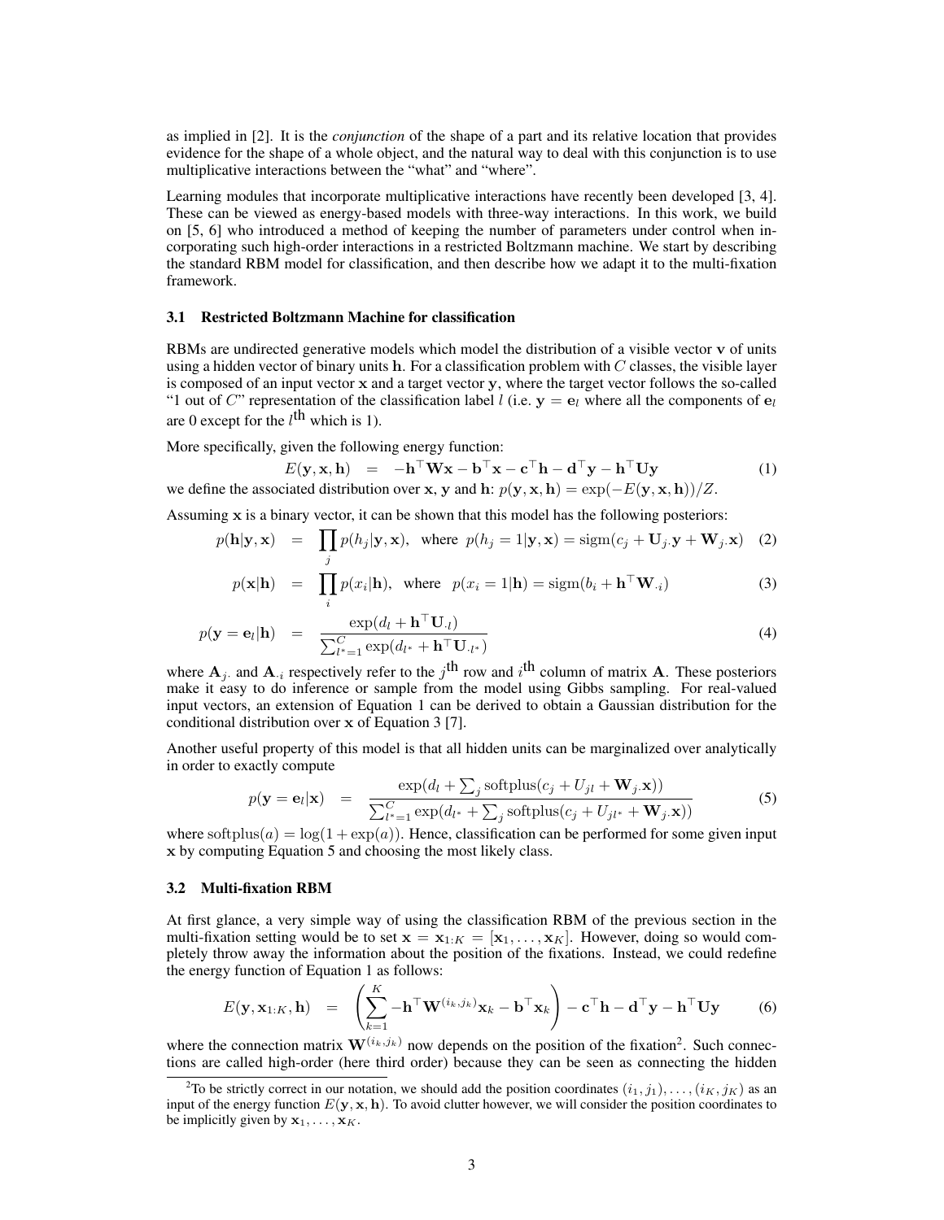as implied in [2]. It is the *conjunction* of the shape of a part and its relative location that provides evidence for the shape of a whole object, and the natural way to deal with this conjunction is to use multiplicative interactions between the "what" and "where".

Learning modules that incorporate multiplicative interactions have recently been developed [3, 4]. These can be viewed as energy-based models with three-way interactions. In this work, we build on [5, 6] who introduced a method of keeping the number of parameters under control when incorporating such high-order interactions in a restricted Boltzmann machine. We start by describing the standard RBM model for classification, and then describe how we adapt it to the multi-fixation framework.

### 3.1 Restricted Boltzmann Machine for classification

RBMs are undirected generative models which model the distribution of a visible vector $\mathbf{v}$ of units using a hidden vector of binary units $\mathbf{h}$. For a classification problem with $C$ classes, the visible layer is composed of an input vector $\mathbf{x}$ and a target vector $\mathbf{y}$, where the target vector follows the so-called "1 out of $C$" representation of the classification label $l$ (i.e. $\mathbf{y} = \mathbf{e}_l$ where all the components of $\mathbf{e}_l$ are 0 except for the $l^{\text{th}}$ which is 1).

More specifically, given the following energy function:

$$E(\mathbf{y}, \mathbf{x}, \mathbf{h}) = -\mathbf{h}^\top \mathbf{W}\mathbf{x} - \mathbf{b}^\top \mathbf{x} - \mathbf{c}^\top \mathbf{h} - \mathbf{d}^\top \mathbf{y} - \mathbf{h}^\top \mathbf{U}\mathbf{y} \tag{1}$$

we define the associated distribution over $\mathbf{x}$, $\mathbf{y}$ and $\mathbf{h}$: $p(\mathbf{y}, \mathbf{x}, \mathbf{h}) = \exp(-E(\mathbf{y}, \mathbf{x}, \mathbf{h}))/Z$.

Assuming $\mathbf{x}$ is a binary vector, it can be shown that this model has the following posteriors:

$$p(\mathbf{h}|\mathbf{y}, \mathbf{x}) = \prod_j p(h_j|\mathbf{y}, \mathbf{x}), \quad \text{where } p(h_j = 1|\mathbf{y}, \mathbf{x}) = \text{sigm}(c_j + \mathbf{U}_{j\cdot}\mathbf{y} + \mathbf{W}_{j\cdot}\mathbf{x}) \tag{2}$$

$$p(\mathbf{x}|\mathbf{h}) = \prod_i p(x_i|\mathbf{h}), \quad \text{where } p(x_i = 1|\mathbf{h}) = \text{sigm}(b_i + \mathbf{h}^\top \mathbf{W}_{\cdot i}) \tag{3}$$

$$p(\mathbf{y} = \mathbf{e}_l|\mathbf{h}) = \frac{\exp(d_l + \mathbf{h}^\top \mathbf{U}_{\cdot l})}{\sum_{l^*=1}^{C} \exp(d_{l^*} + \mathbf{h}^\top \mathbf{U}_{\cdot l^*})} \tag{4}$$

where $\mathbf{A}_{j\cdot}$ and $\mathbf{A}_{\cdot i}$ respectively refer to the $j^{\text{th}}$ row and $i^{\text{th}}$ column of matrix $\mathbf{A}$. These posteriors make it easy to do inference or sample from the model using Gibbs sampling. For real-valued input vectors, an extension of Equation 1 can be derived to obtain a Gaussian distribution for the conditional distribution over $\mathbf{x}$ of Equation 3 [7].

Another useful property of this model is that all hidden units can be marginalized over analytically in order to exactly compute

$$p(\mathbf{y} = \mathbf{e}_l|\mathbf{x}) = \frac{\exp(d_l + \sum_j \text{softplus}(c_j + U_{jl} + \mathbf{W}_{j\cdot}\mathbf{x}))}{\sum_{l^*=1}^{C} \exp(d_{l^*} + \sum_j \text{softplus}(c_j + U_{jl^*} + \mathbf{W}_{j\cdot}\mathbf{x}))} \tag{5}$$

where $\text{softplus}(a) = \log(1 + \exp(a))$. Hence, classification can be performed for some given input $\mathbf{x}$ by computing Equation 5 and choosing the most likely class.

### 3.2 Multi-fixation RBM

At first glance, a very simple way of using the classification RBM of the previous section in the multi-fixation setting would be to set $\mathbf{x} = \mathbf{x}_{1:K} = [\mathbf{x}_1, \ldots, \mathbf{x}_K]$. However, doing so would completely throw away the information about the position of the fixations. Instead, we could redefine the energy function of Equation 1 as follows:

$$E(\mathbf{y}, \mathbf{x}_{1:K}, \mathbf{h}) = \left( \sum_{k=1}^{K} -\mathbf{h}^\top \mathbf{W}^{(i_k, j_k)} \mathbf{x}_k - \mathbf{b}^\top \mathbf{x}_k \right) - \mathbf{c}^\top \mathbf{h} - \mathbf{d}^\top \mathbf{y} - \mathbf{h}^\top \mathbf{U}\mathbf{y} \tag{6}$$

where the connection matrix $\mathbf{W}^{(i_k, j_k)}$ now depends on the position of the fixation[2]. Such connections are called high-order (here third order) because they can be seen as connecting the hidden

[2] To be strictly correct in our notation, we should add the position coordinates $(i_1, j_1), \ldots, (i_K, j_K)$ as an input of the energy function $E(\mathbf{y}, \mathbf{x}, \mathbf{h})$. To avoid clutter however, we will consider the position coordinates to be implicitly given by $\mathbf{x}_1, \ldots, \mathbf{x}_K$.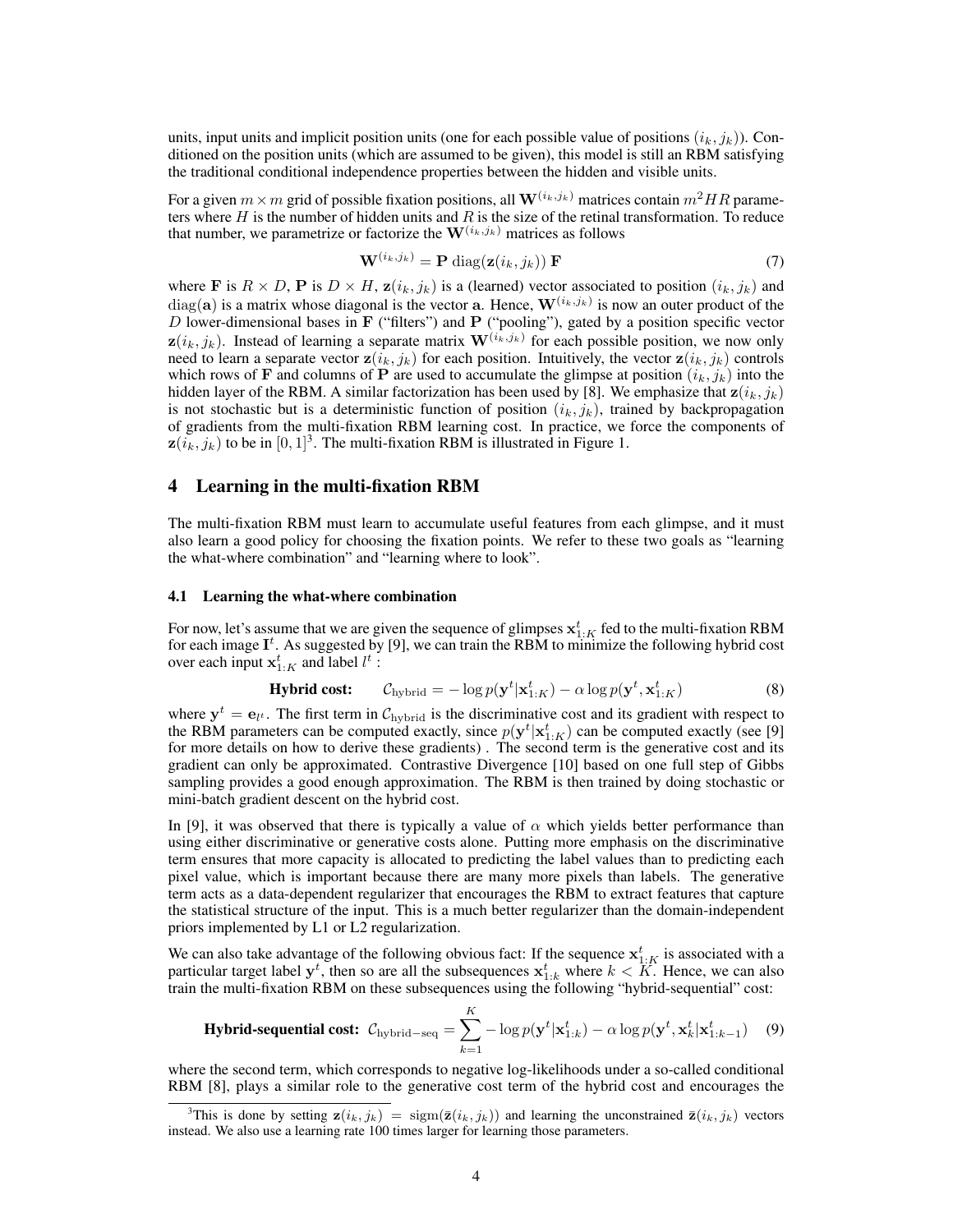units, input units and implicit position units (one for each possible value of positions $(i_k, j_k)$). Conditioned on the position units (which are assumed to be given), this model is still an RBM satisfying the traditional conditional independence properties between the hidden and visible units.

For a given $m \times m$ grid of possible fixation positions, all $\mathbf{W}^{(i_k,j_k)}$ matrices contain $m^2HR$ parameters where $H$ is the number of hidden units and $R$ is the size of the retinal transformation. To reduce that number, we parametrize or factorize the $\mathbf{W}^{(i_k,j_k)}$ matrices as follows

$$\mathbf{W}^{(i_k,j_k)} = \mathbf{P} \operatorname{diag}(\mathbf{z}(i_k, j_k)) \mathbf{F} \tag{7}$$

where $\mathbf{F}$ is $R \times D$, $\mathbf{P}$ is $D \times H$, $\mathbf{z}(i_k, j_k)$ is a (learned) vector associated to position $(i_k, j_k)$ and $\operatorname{diag}(\mathbf{a})$ is a matrix whose diagonal is the vector $\mathbf{a}$. Hence, $\mathbf{W}^{(i_k,j_k)}$ is now an outer product of the $D$ lower-dimensional bases in $\mathbf{F}$ ("filters") and $\mathbf{P}$ ("pooling"), gated by a position specific vector $\mathbf{z}(i_k, j_k)$. Instead of learning a separate matrix $\mathbf{W}^{(i_k,j_k)}$ for each possible position, we now only need to learn a separate vector $\mathbf{z}(i_k, j_k)$ for each position. Intuitively, the vector $\mathbf{z}(i_k, j_k)$ controls which rows of $\mathbf{F}$ and columns of $\mathbf{P}$ are used to accumulate the glimpse at position $(i_k, j_k)$ into the hidden layer of the RBM. A similar factorization has been used by [8]. We emphasize that $\mathbf{z}(i_k, j_k)$ is not stochastic but is a deterministic function of position $(i_k, j_k)$, trained by backpropagation of gradients from the multi-fixation RBM learning cost. In practice, we force the components of $\mathbf{z}(i_k, j_k)$ to be in $[0, 1]$[3]. The multi-fixation RBM is illustrated in Figure 1.

## 4 Learning in the multi-fixation RBM

The multi-fixation RBM must learn to accumulate useful features from each glimpse, and it must also learn a good policy for choosing the fixation points. We refer to these two goals as "learning the what-where combination" and "learning where to look".

### 4.1 Learning the what-where combination

For now, let's assume that we are given the sequence of glimpses $\mathbf{x}^t_{1:K}$ fed to the multi-fixation RBM for each image $\mathbf{I}^t$. As suggested by [9], we can train the RBM to minimize the following hybrid cost over each input $\mathbf{x}^t_{1:K}$ and label $l^t$ :

$$\textbf{Hybrid cost:} \quad \mathcal{C}_{\text{hybrid}} = -\log p(\mathbf{y}^t | \mathbf{x}^t_{1:K}) - \alpha \log p(\mathbf{y}^t, \mathbf{x}^t_{1:K}) \tag{8}$$

where $\mathbf{y}^t = \mathbf{e}_{l^t}$. The first term in $\mathcal{C}_{\text{hybrid}}$ is the discriminative cost and its gradient with respect to the RBM parameters can be computed exactly, since $p(\mathbf{y}^t | \mathbf{x}^t_{1:K})$ can be computed exactly (see [9] for more details on how to derive these gradients) . The second term is the generative cost and its gradient can only be approximated. Contrastive Divergence [10] based on one full step of Gibbs sampling provides a good enough approximation. The RBM is then trained by doing stochastic or mini-batch gradient descent on the hybrid cost.

In [9], it was observed that there is typically a value of $\alpha$ which yields better performance than using either discriminative or generative costs alone. Putting more emphasis on the discriminative term ensures that more capacity is allocated to predicting the label values than to predicting each pixel value, which is important because there are many more pixels than labels. The generative term acts as a data-dependent regularizer that encourages the RBM to extract features that capture the statistical structure of the input. This is a much better regularizer than the domain-independent priors implemented by L1 or L2 regularization.

We can also take advantage of the following obvious fact: If the sequence $\mathbf{x}^t_{1:K}$ is associated with a particular target label $\mathbf{y}^t$, then so are all the subsequences $\mathbf{x}^t_{1:k}$ where $k < K$. Hence, we can also train the multi-fixation RBM on these subsequences using the following "hybrid-sequential" cost:

$$\textbf{Hybrid-sequential cost:} \quad \mathcal{C}_{\text{hybrid-seq}} = \sum_{k=1}^{K} -\log p(\mathbf{y}^t | \mathbf{x}^t_{1:k}) - \alpha \log p(\mathbf{y}^t, \mathbf{x}^t_k | \mathbf{x}^t_{1:k-1}) \tag{9}$$

where the second term, which corresponds to negative log-likelihoods under a so-called conditional RBM [8], plays a similar role to the generative cost term of the hybrid cost and encourages the

[3] This is done by setting $\mathbf{z}(i_k, j_k) = \operatorname{sigm}(\bar{\mathbf{z}}(i_k, j_k))$ and learning the unconstrained $\bar{\mathbf{z}}(i_k, j_k)$ vectors instead. We also use a learning rate 100 times larger for learning those parameters.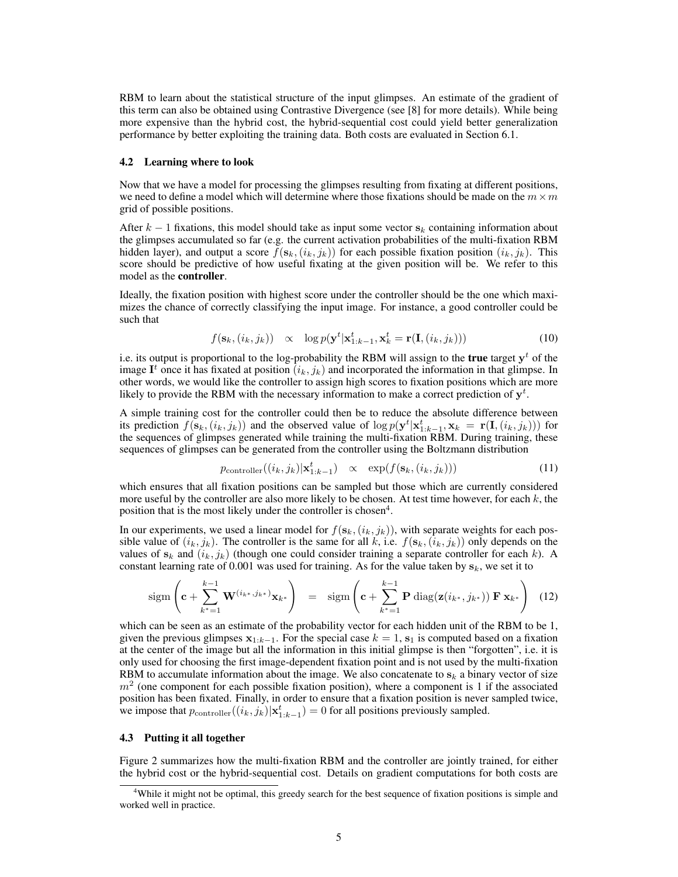RBM to learn about the statistical structure of the input glimpses. An estimate of the gradient of this term can also be obtained using Contrastive Divergence (see [8] for more details). While being more expensive than the hybrid cost, the hybrid-sequential cost could yield better generalization performance by better exploiting the training data. Both costs are evaluated in Section 6.1.

### 4.2 Learning where to look

Now that we have a model for processing the glimpses resulting from fixating at different positions, we need to define a model which will determine where those fixations should be made on the $m \times m$ grid of possible positions.

After $k-1$ fixations, this model should take as input some vector $\mathbf{s}_k$ containing information about the glimpses accumulated so far (e.g. the current activation probabilities of the multi-fixation RBM hidden layer), and output a score $f(\mathbf{s}_k, (i_k, j_k))$ for each possible fixation position $(i_k, j_k)$. This score should be predictive of how useful fixating at the given position will be. We refer to this model as the **controller**.

Ideally, the fixation position with highest score under the controller should be the one which maximizes the chance of correctly classifying the input image. For instance, a good controller could be such that

$$f(\mathbf{s}_k, (i_k, j_k)) \quad \propto \quad \log p(\mathbf{y}^t | \mathbf{x}_{1:k-1}^t, \mathbf{x}_k^t = \mathbf{r}(\mathbf{I}, (i_k, j_k))) \tag{10}$$

i.e. its output is proportional to the log-probability the RBM will assign to the **true** target $\mathbf{y}^t$ of the image $\mathbf{I}^t$ once it has fixated at position $(i_k, j_k)$ and incorporated the information in that glimpse. In other words, we would like the controller to assign high scores to fixation positions which are more likely to provide the RBM with the necessary information to make a correct prediction of $\mathbf{y}^t$.

A simple training cost for the controller could then be to reduce the absolute difference between its prediction $f(\mathbf{s}_k, (i_k, j_k))$ and the observed value of $\log p(\mathbf{y}^t | \mathbf{x}_{1:k-1}^t, \mathbf{x}_k = \mathbf{r}(\mathbf{I}, (i_k, j_k)))$ for the sequences of glimpses generated while training the multi-fixation RBM. During training, these sequences of glimpses can be generated from the controller using the Boltzmann distribution

$$p_{\text{controller}}((i_k, j_k) | \mathbf{x}_{1:k-1}^t) \quad \propto \quad \exp(f(\mathbf{s}_k, (i_k, j_k))) \tag{11}$$

which ensures that all fixation positions can be sampled but those which are currently considered more useful by the controller are also more likely to be chosen. At test time however, for each $k$, the position that is the most likely under the controller is chosen[4].

In our experiments, we used a linear model for $f(\mathbf{s}_k, (i_k, j_k))$, with separate weights for each possible value of $(i_k, j_k)$. The controller is the same for all $k$, i.e. $f(\mathbf{s}_k, (i_k, j_k))$ only depends on the values of $\mathbf{s}_k$ and $(i_k, j_k)$ (though one could consider training a separate controller for each $k$). A constant learning rate of 0.001 was used for training. As for the value taken by $\mathbf{s}_k$, we set it to

$$\text{sigm}\left(\mathbf{c} + \sum_{k^*=1}^{k-1} \mathbf{W}^{(i_{k^*}, j_{k^*})} \mathbf{x}_{k^*}\right) \quad = \quad \text{sigm}\left(\mathbf{c} + \sum_{k^*=1}^{k-1} \mathbf{P}\, \text{diag}(\mathbf{z}(i_{k^*}, j_{k^*}))\, \mathbf{F}\, \mathbf{x}_{k^*}\right) \tag{12}$$

which can be seen as an estimate of the probability vector for each hidden unit of the RBM to be 1, given the previous glimpses $\mathbf{x}_{1:k-1}$. For the special case $k=1$, $\mathbf{s}_1$ is computed based on a fixation at the center of the image but all the information in this initial glimpse is then "forgotten", i.e. it is only used for choosing the first image-dependent fixation point and is not used by the multi-fixation RBM to accumulate information about the image. We also concatenate to $\mathbf{s}_k$ a binary vector of size $m^2$ (one component for each possible fixation position), where a component is 1 if the associated position has been fixated. Finally, in order to ensure that a fixation position is never sampled twice, we impose that $p_{\text{controller}}((i_k, j_k) | \mathbf{x}_{1:k-1}^t) = 0$ for all positions previously sampled.

### 4.3 Putting it all together

Figure 2 summarizes how the multi-fixation RBM and the controller are jointly trained, for either the hybrid cost or the hybrid-sequential cost. Details on gradient computations for both costs are

[4] While it might not be optimal, this greedy search for the best sequence of fixation positions is simple and worked well in practice.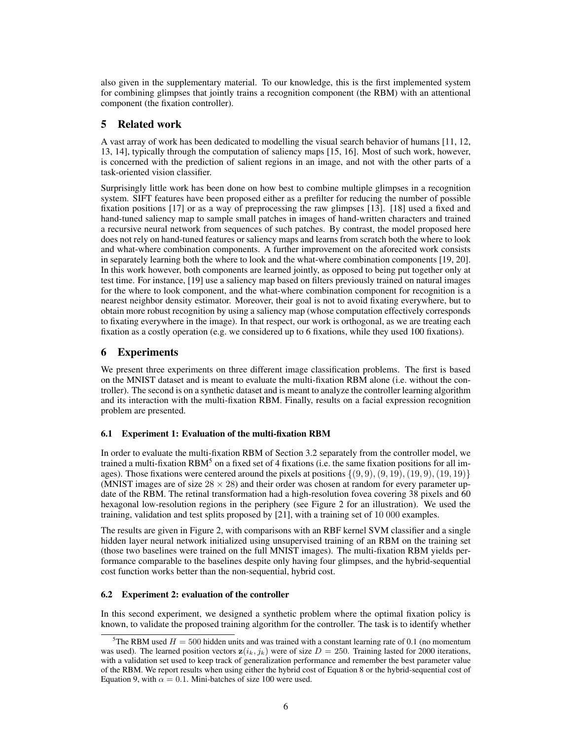also given in the supplementary material. To our knowledge, this is the first implemented system for combining glimpses that jointly trains a recognition component (the RBM) with an attentional component (the fixation controller).

## 5 Related work

A vast array of work has been dedicated to modelling the visual search behavior of humans [11, 12, 13, 14], typically through the computation of saliency maps [15, 16]. Most of such work, however, is concerned with the prediction of salient regions in an image, and not with the other parts of a task-oriented vision classifier.

Surprisingly little work has been done on how best to combine multiple glimpses in a recognition system. SIFT features have been proposed either as a prefilter for reducing the number of possible fixation positions [17] or as a way of preprocessing the raw glimpses [13]. [18] used a fixed and hand-tuned saliency map to sample small patches in images of hand-written characters and trained a recursive neural network from sequences of such patches. By contrast, the model proposed here does not rely on hand-tuned features or saliency maps and learns from scratch both the where to look and what-where combination components. A further improvement on the aforecited work consists in separately learning both the where to look and the what-where combination components [19, 20]. In this work however, both components are learned jointly, as opposed to being put together only at test time. For instance, [19] use a saliency map based on filters previously trained on natural images for the where to look component, and the what-where combination component for recognition is a nearest neighbor density estimator. Moreover, their goal is not to avoid fixating everywhere, but to obtain more robust recognition by using a saliency map (whose computation effectively corresponds to fixating everywhere in the image). In that respect, our work is orthogonal, as we are treating each fixation as a costly operation (e.g. we considered up to 6 fixations, while they used 100 fixations).

## 6 Experiments

We present three experiments on three different image classification problems. The first is based on the MNIST dataset and is meant to evaluate the multi-fixation RBM alone (i.e. without the controller). The second is on a synthetic dataset and is meant to analyze the controller learning algorithm and its interaction with the multi-fixation RBM. Finally, results on a facial expression recognition problem are presented.

### 6.1 Experiment 1: Evaluation of the multi-fixation RBM

In order to evaluate the multi-fixation RBM of Section 3.2 separately from the controller model, we trained a multi-fixation RBM[5] on a fixed set of 4 fixations (i.e. the same fixation positions for all images). Those fixations were centered around the pixels at positions $\{(9,9),(9,19),(19,9),(19,19)\}$ (MNIST images are of size $28 \times 28$) and their order was chosen at random for every parameter update of the RBM. The retinal transformation had a high-resolution fovea covering 38 pixels and 60 hexagonal low-resolution regions in the periphery (see Figure 2 for an illustration). We used the training, validation and test splits proposed by [21], with a training set of 10 000 examples.

The results are given in Figure 2, with comparisons with an RBF kernel SVM classifier and a single hidden layer neural network initialized using unsupervised training of an RBM on the training set (those two baselines were trained on the full MNIST images). The multi-fixation RBM yields performance comparable to the baselines despite only having four glimpses, and the hybrid-sequential cost function works better than the non-sequential, hybrid cost.

### 6.2 Experiment 2: evaluation of the controller

In this second experiment, we designed a synthetic problem where the optimal fixation policy is known, to validate the proposed training algorithm for the controller. The task is to identify whether

[5] The RBM used $H = 500$ hidden units and was trained with a constant learning rate of 0.1 (no momentum was used). The learned position vectors $\mathbf{z}(i_k, j_k)$ were of size $D = 250$. Training lasted for 2000 iterations, with a validation set used to keep track of generalization performance and remember the best parameter value of the RBM. We report results when using either the hybrid cost of Equation 8 or the hybrid-sequential cost of Equation 9, with $\alpha = 0.1$. Mini-batches of size 100 were used.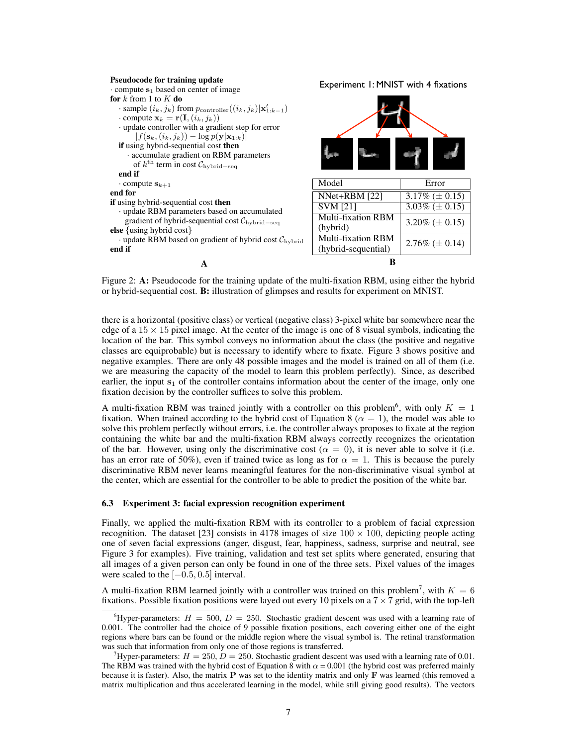**Pseudocode for training update**

```
· compute s_1 based on center of image
for k from 1 to K do
    · sample (i_k, j_k) from p_controller((i_k, j_k)|x^t_{1:k-1})
    · compute x_k = r(I, (i_k, j_k))
    · update controller with a gradient step for error
        |f(s_k, (i_k, j_k)) − log p(y|x_{1:k})|
    if using hybrid-sequential cost then
        · accumulate gradient on RBM parameters
          of k^th term in cost C_hybrid−seq
    end if
    · compute s_{k+1}
end for
if using hybrid-sequential cost then
    · update RBM parameters based on accumulated
      gradient of hybrid-sequential cost C_hybrid−seq
else {using hybrid cost}
    · update RBM based on gradient of hybrid cost C_hybrid
end if
```

**A**

Experiment 1: MNIST with 4 fixations

| Model | Error |
|---|---|
| NNet+RBM [22] | 3.17% (± 0.15) |
| SVM [21] | 3.03% (± 0.15) |
| Multi-fixation RBM (hybrid) | 3.20% (± 0.15) |
| Multi-fixation RBM (hybrid-sequential) | 2.76% (± 0.14) |

**B**

Figure 2: **A:** Pseudocode for the training update of the multi-fixation RBM, using either the hybrid or hybrid-sequential cost. **B:** illustration of glimpses and results for experiment on MNIST.

there is a horizontal (positive class) or vertical (negative class) 3-pixel white bar somewhere near the edge of a $15 \times 15$ pixel image. At the center of the image is one of 8 visual symbols, indicating the location of the bar. This symbol conveys no information about the class (the positive and negative classes are equiprobable) but is necessary to identify where to fixate. Figure 3 shows positive and negative examples. There are only 48 possible images and the model is trained on all of them (i.e. we are measuring the capacity of the model to learn this problem perfectly). Since, as described earlier, the input $\mathbf{s}_1$ of the controller contains information about the center of the image, only one fixation decision by the controller suffices to solve this problem.

A multi-fixation RBM was trained jointly with a controller on this problem[6], with only $K = 1$ fixation. When trained according to the hybrid cost of Equation 8 ($\alpha = 1$), the model was able to solve this problem perfectly without errors, i.e. the controller always proposes to fixate at the region containing the white bar and the multi-fixation RBM always correctly recognizes the orientation of the bar. However, using only the discriminative cost ($\alpha = 0$), it is never able to solve it (i.e. has an error rate of 50%), even if trained twice as long as for $\alpha = 1$. This is because the purely discriminative RBM never learns meaningful features for the non-discriminative visual symbol at the center, which are essential for the controller to be able to predict the position of the white bar.

### 6.3 Experiment 3: facial expression recognition experiment

Finally, we applied the multi-fixation RBM with its controller to a problem of facial expression recognition. The dataset [23] consists in 4178 images of size $100 \times 100$, depicting people acting one of seven facial expressions (anger, disgust, fear, happiness, sadness, surprise and neutral, see Figure 3 for examples). Five training, validation and test set splits where generated, ensuring that all images of a given person can only be found in one of the three sets. Pixel values of the images were scaled to the $[-0.5, 0.5]$ interval.

A multi-fixation RBM learned jointly with a controller was trained on this problem[7], with $K = 6$ fixations. Possible fixation positions were layed out every 10 pixels on a $7 \times 7$ grid, with the top-left

[6]Hyper-parameters: $H = 500$, $D = 250$. Stochastic gradient descent was used with a learning rate of 0.001. The controller had the choice of 9 possible fixation positions, each covering either one of the eight regions where bars can be found or the middle region where the visual symbol is. The retinal transformation was such that information from only one of those regions is transferred.

[7]Hyper-parameters: $H = 250$, $D = 250$. Stochastic gradient descent was used with a learning rate of 0.01. The RBM was trained with the hybrid cost of Equation 8 with $\alpha = 0.001$ (the hybrid cost was preferred mainly because it is faster). Also, the matrix $\mathbf{P}$ was set to the identity matrix and only $\mathbf{F}$ was learned (this removed a matrix multiplication and thus accelerated learning in the model, while still giving good results). The vectors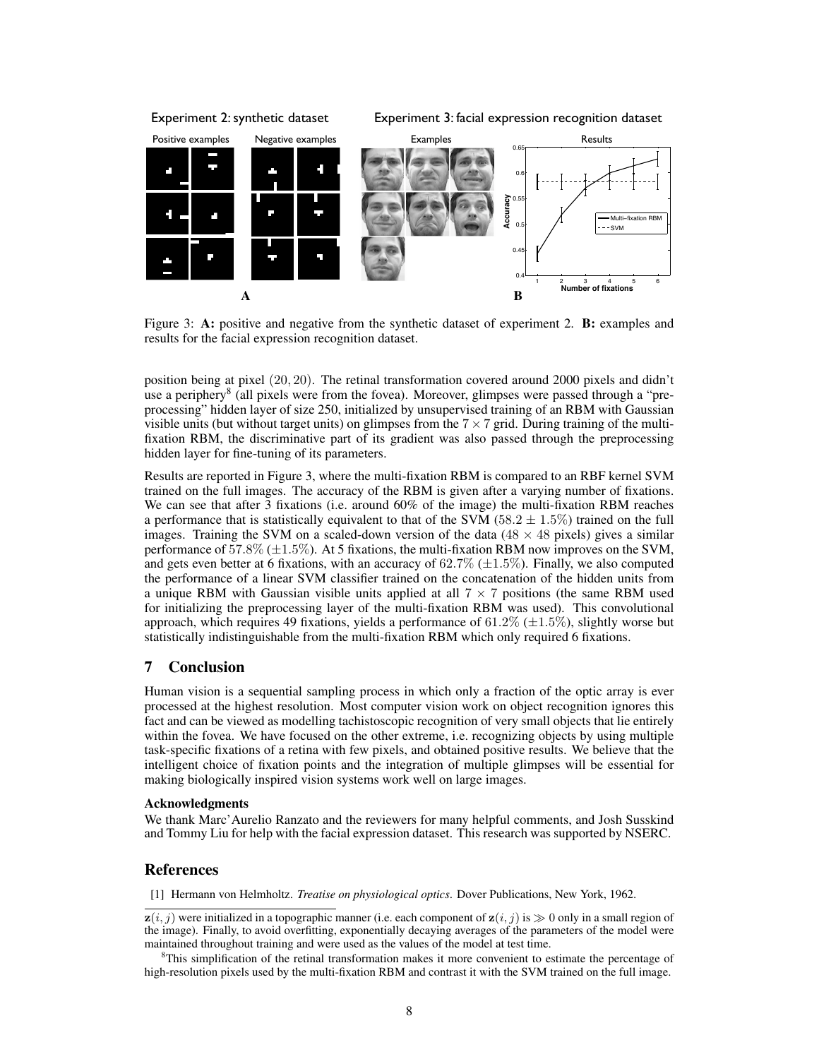Figure 3: **A:** positive and negative from the synthetic dataset of experiment 2. **B:** examples and results for the facial expression recognition dataset.

position being at pixel $(20, 20)$. The retinal transformation covered around 2000 pixels and didn't use a periphery[8] (all pixels were from the fovea). Moreover, glimpses were passed through a "preprocessing" hidden layer of size 250, initialized by unsupervised training of an RBM with Gaussian visible units (but without target units) on glimpses from the $7 \times 7$ grid. During training of the multi-fixation RBM, the discriminative part of its gradient was also passed through the preprocessing hidden layer for fine-tuning of its parameters.

Results are reported in Figure 3, where the multi-fixation RBM is compared to an RBF kernel SVM trained on the full images. The accuracy of the RBM is given after a varying number of fixations. We can see that after 3 fixations (i.e. around 60% of the image) the multi-fixation RBM reaches a performance that is statistically equivalent to that of the SVM ($58.2 \pm 1.5\%$) trained on the full images. Training the SVM on a scaled-down version of the data ($48 \times 48$ pixels) gives a similar performance of $57.8\%$ ($\pm 1.5\%$). At 5 fixations, the multi-fixation RBM now improves on the SVM, and gets even better at 6 fixations, with an accuracy of $62.7\%$ ($\pm 1.5\%$). Finally, we also computed the performance of a linear SVM classifier trained on the concatenation of the hidden units from a unique RBM with Gaussian visible units applied at all $7 \times 7$ positions (the same RBM used for initializing the preprocessing layer of the multi-fixation RBM was used). This convolutional approach, which requires 49 fixations, yields a performance of $61.2\%$ ($\pm 1.5\%$), slightly worse but statistically indistinguishable from the multi-fixation RBM which only required 6 fixations.

# 7 Conclusion

Human vision is a sequential sampling process in which only a fraction of the optic array is ever processed at the highest resolution. Most computer vision work on object recognition ignores this fact and can be viewed as modelling tachistoscopic recognition of very small objects that lie entirely within the fovea. We have focused on the other extreme, i.e. recognizing objects by using multiple task-specific fixations of a retina with few pixels, and obtained positive results. We believe that the intelligent choice of fixation points and the integration of multiple glimpses will be essential for making biologically inspired vision systems work well on large images.

### Acknowledgments

We thank Marc'Aurelio Ranzato and the reviewers for many helpful comments, and Josh Susskind and Tommy Liu for help with the facial expression dataset. This research was supported by NSERC.

# References

[1] Hermann von Helmholtz. *Treatise on physiological optics*. Dover Publications, New York, 1962.

---

$\mathbf{z}(i, j)$ were initialized in a topographic manner (i.e. each component of $\mathbf{z}(i, j)$ is $\gg 0$ only in a small region of the image). Finally, to avoid overfitting, exponentially decaying averages of the parameters of the model were maintained throughout training and were used as the values of the model at test time.

[8] This simplification of the retinal transformation makes it more convenient to estimate the percentage of high-resolution pixels used by the multi-fixation RBM and contrast it with the SVM trained on the full image.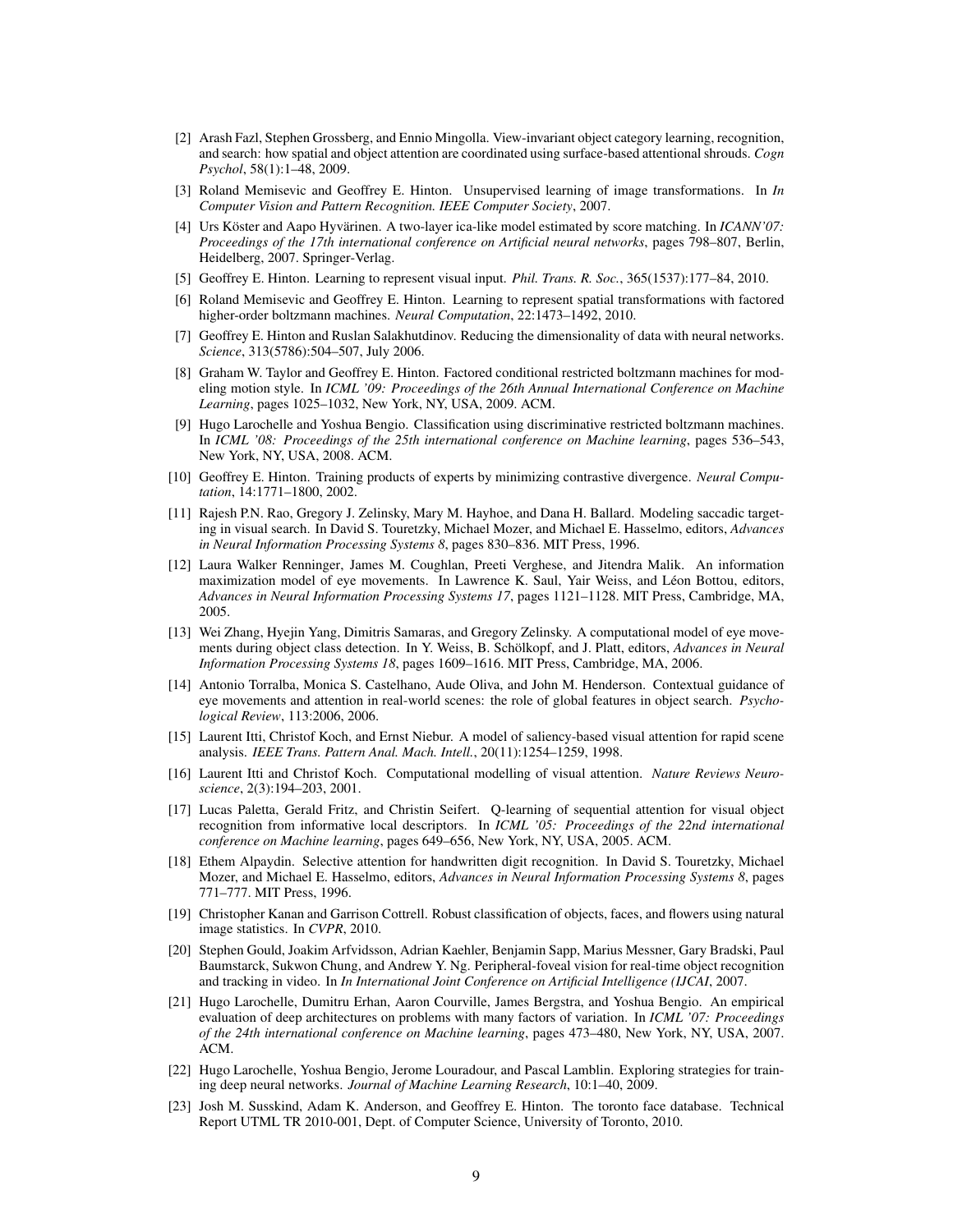[2] Arash Fazl, Stephen Grossberg, and Ennio Mingolla. View-invariant object category learning, recognition, and search: how spatial and object attention are coordinated using surface-based attentional shrouds. *Cogn Psychol*, 58(1):1–48, 2009.

[3] Roland Memisevic and Geoffrey E. Hinton. Unsupervised learning of image transformations. In *In Computer Vision and Pattern Recognition. IEEE Computer Society*, 2007.

[4] Urs Köster and Aapo Hyvärinen. A two-layer ica-like model estimated by score matching. In *ICANN'07: Proceedings of the 17th international conference on Artificial neural networks*, pages 798–807, Berlin, Heidelberg, 2007. Springer-Verlag.

[5] Geoffrey E. Hinton. Learning to represent visual input. *Phil. Trans. R. Soc.*, 365(1537):177–84, 2010.

[6] Roland Memisevic and Geoffrey E. Hinton. Learning to represent spatial transformations with factored higher-order boltzmann machines. *Neural Computation*, 22:1473–1492, 2010.

[7] Geoffrey E. Hinton and Ruslan Salakhutdinov. Reducing the dimensionality of data with neural networks. *Science*, 313(5786):504–507, July 2006.

[8] Graham W. Taylor and Geoffrey E. Hinton. Factored conditional restricted boltzmann machines for modeling motion style. In *ICML '09: Proceedings of the 26th Annual International Conference on Machine Learning*, pages 1025–1032, New York, NY, USA, 2009. ACM.

[9] Hugo Larochelle and Yoshua Bengio. Classification using discriminative restricted boltzmann machines. In *ICML '08: Proceedings of the 25th international conference on Machine learning*, pages 536–543, New York, NY, USA, 2008. ACM.

[10] Geoffrey E. Hinton. Training products of experts by minimizing contrastive divergence. *Neural Computation*, 14:1771–1800, 2002.

[11] Rajesh P.N. Rao, Gregory J. Zelinsky, Mary M. Hayhoe, and Dana H. Ballard. Modeling saccadic targeting in visual search. In David S. Touretzky, Michael Mozer, and Michael E. Hasselmo, editors, *Advances in Neural Information Processing Systems 8*, pages 830–836. MIT Press, 1996.

[12] Laura Walker Renninger, James M. Coughlan, Preeti Verghese, and Jitendra Malik. An information maximization model of eye movements. In Lawrence K. Saul, Yair Weiss, and Léon Bottou, editors, *Advances in Neural Information Processing Systems 17*, pages 1121–1128. MIT Press, Cambridge, MA, 2005.

[13] Wei Zhang, Hyejin Yang, Dimitris Samaras, and Gregory Zelinsky. A computational model of eye movements during object class detection. In Y. Weiss, B. Schölkopf, and J. Platt, editors, *Advances in Neural Information Processing Systems 18*, pages 1609–1616. MIT Press, Cambridge, MA, 2006.

[14] Antonio Torralba, Monica S. Castelhano, Aude Oliva, and John M. Henderson. Contextual guidance of eye movements and attention in real-world scenes: the role of global features in object search. *Psychological Review*, 113:2006, 2006.

[15] Laurent Itti, Christof Koch, and Ernst Niebur. A model of saliency-based visual attention for rapid scene analysis. *IEEE Trans. Pattern Anal. Mach. Intell.*, 20(11):1254–1259, 1998.

[16] Laurent Itti and Christof Koch. Computational modelling of visual attention. *Nature Reviews Neuroscience*, 2(3):194–203, 2001.

[17] Lucas Paletta, Gerald Fritz, and Christin Seifert. Q-learning of sequential attention for visual object recognition from informative local descriptors. In *ICML '05: Proceedings of the 22nd international conference on Machine learning*, pages 649–656, New York, NY, USA, 2005. ACM.

[18] Ethem Alpaydin. Selective attention for handwritten digit recognition. In David S. Touretzky, Michael Mozer, and Michael E. Hasselmo, editors, *Advances in Neural Information Processing Systems 8*, pages 771–777. MIT Press, 1996.

[19] Christopher Kanan and Garrison Cottrell. Robust classification of objects, faces, and flowers using natural image statistics. In *CVPR*, 2010.

[20] Stephen Gould, Joakim Arfvidsson, Adrian Kaehler, Benjamin Sapp, Marius Messner, Gary Bradski, Paul Baumstarck, Sukwon Chung, and Andrew Y. Ng. Peripheral-foveal vision for real-time object recognition and tracking in video. In *In International Joint Conference on Artificial Intelligence (IJCAI*, 2007.

[21] Hugo Larochelle, Dumitru Erhan, Aaron Courville, James Bergstra, and Yoshua Bengio. An empirical evaluation of deep architectures on problems with many factors of variation. In *ICML '07: Proceedings of the 24th international conference on Machine learning*, pages 473–480, New York, NY, USA, 2007. ACM.

[22] Hugo Larochelle, Yoshua Bengio, Jerome Louradour, and Pascal Lamblin. Exploring strategies for training deep neural networks. *Journal of Machine Learning Research*, 10:1–40, 2009.

[23] Josh M. Susskind, Adam K. Anderson, and Geoffrey E. Hinton. The toronto face database. Technical Report UTML TR 2010-001, Dept. of Computer Science, University of Toronto, 2010.